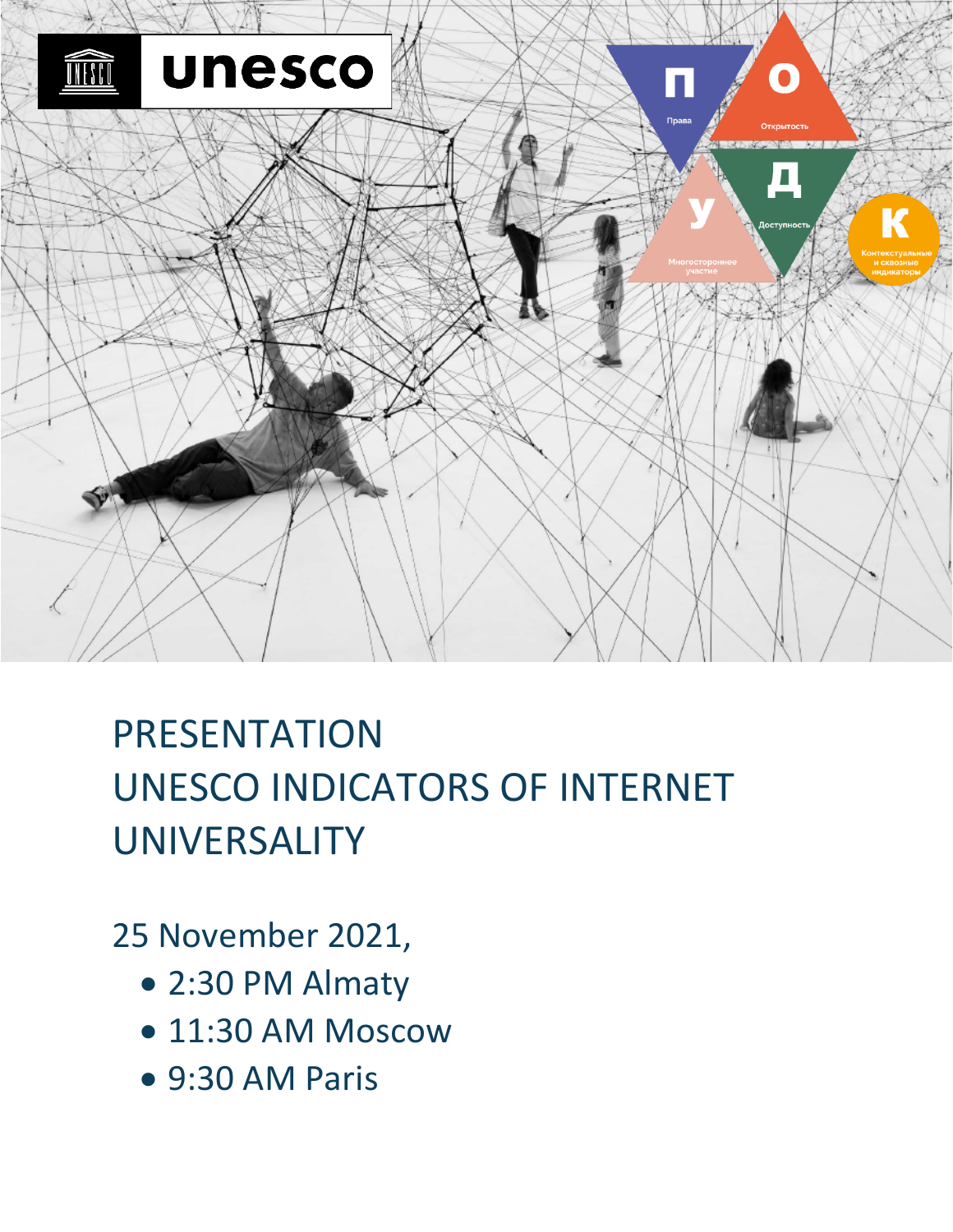# PRESENTATION UNESCO INDICATORS OF INTERNET UNIVERSALITY

25 November 2021,

- 2:30 PM Almaty
- 11:30 AM Moscow
- 9:30 AM Paris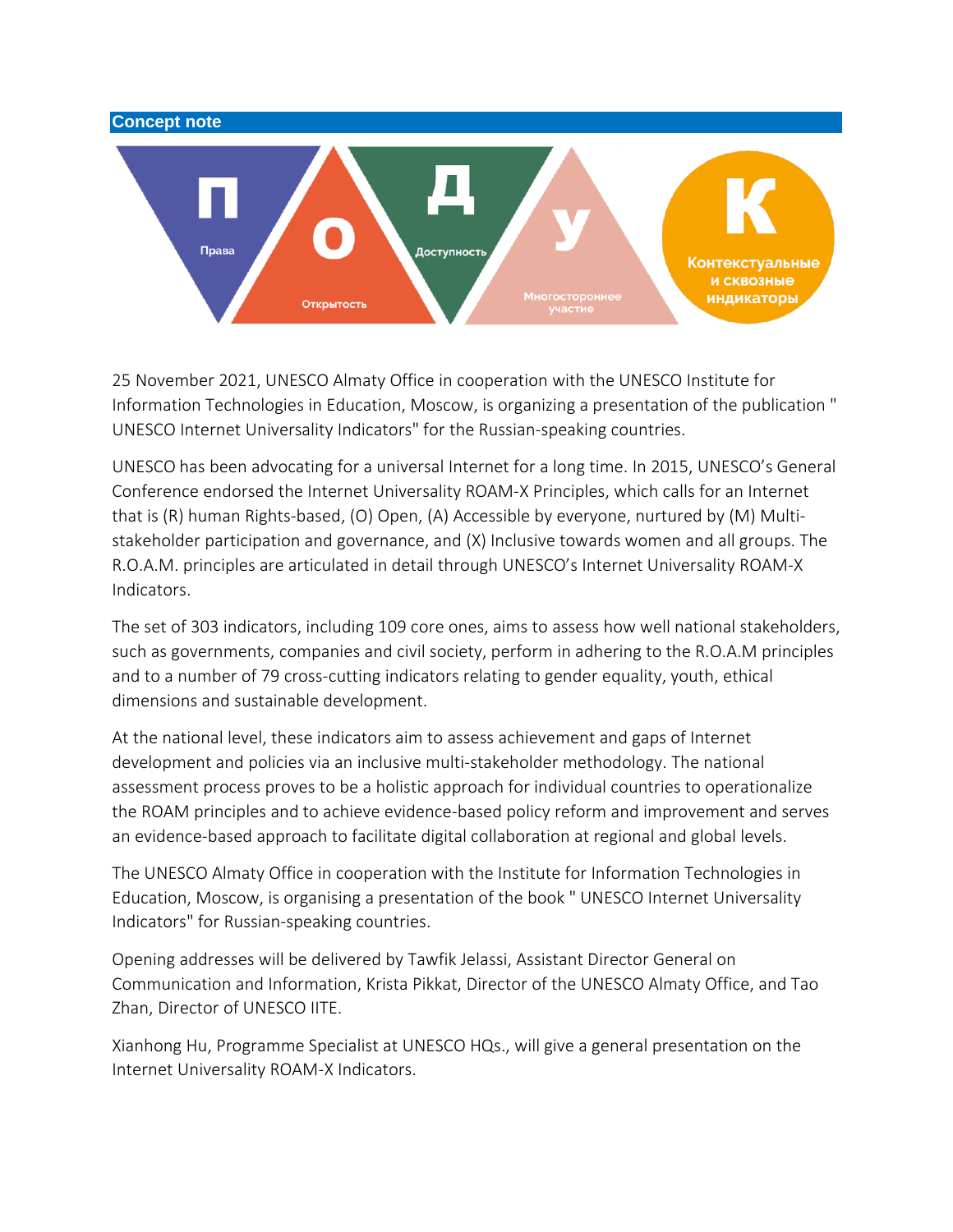## Concept note

П Права О Открытость Д Доступность У Многостороннее участие К Контекстуальные и сквозные индикаторы

25 November 2021, UNESCO Almaty Office in cooperation with the UNESCO Institute for Information Technologies in Education, Moscow, is organizing a presentation of the publication " UNESCO Internet Universality Indicators" for the Russian-speaking countries.

UNESCO has been advocating for a universal Internet for a long time. In 2015, UNESCO's General Conference endorsed the Internet Universality ROAM-X Principles, which calls for an Internet that is (R) human Rights-based, (O) Open, (A) Accessible by everyone, nurtured by (M) Multi-stakeholder participation and governance, and (X) Inclusive towards women and all groups. The R.O.A.M. principles are articulated in detail through UNESCO's Internet Universality ROAM-X Indicators.

The set of 303 indicators, including 109 core ones, aims to assess how well national stakeholders, such as governments, companies and civil society, perform in adhering to the R.O.A.M principles and to a number of 79 cross-cutting indicators relating to gender equality, youth, ethical dimensions and sustainable development.

At the national level, these indicators aim to assess achievement and gaps of Internet development and policies via an inclusive multi-stakeholder methodology. The national assessment process proves to be a holistic approach for individual countries to operationalize the ROAM principles and to achieve evidence-based policy reform and improvement and serves an evidence-based approach to facilitate digital collaboration at regional and global levels.

The UNESCO Almaty Office in cooperation with the Institute for Information Technologies in Education, Moscow, is organising a presentation of the book " UNESCO Internet Universality Indicators" for Russian-speaking countries.

Opening addresses will be delivered by Tawfik Jelassi, Assistant Director General on Communication and Information, Krista Pikkat, Director of the UNESCO Almaty Office, and Tao Zhan, Director of UNESCO IITE.

Xianhong Hu, Programme Specialist at UNESCO HQs., will give a general presentation on the Internet Universality ROAM-X Indicators.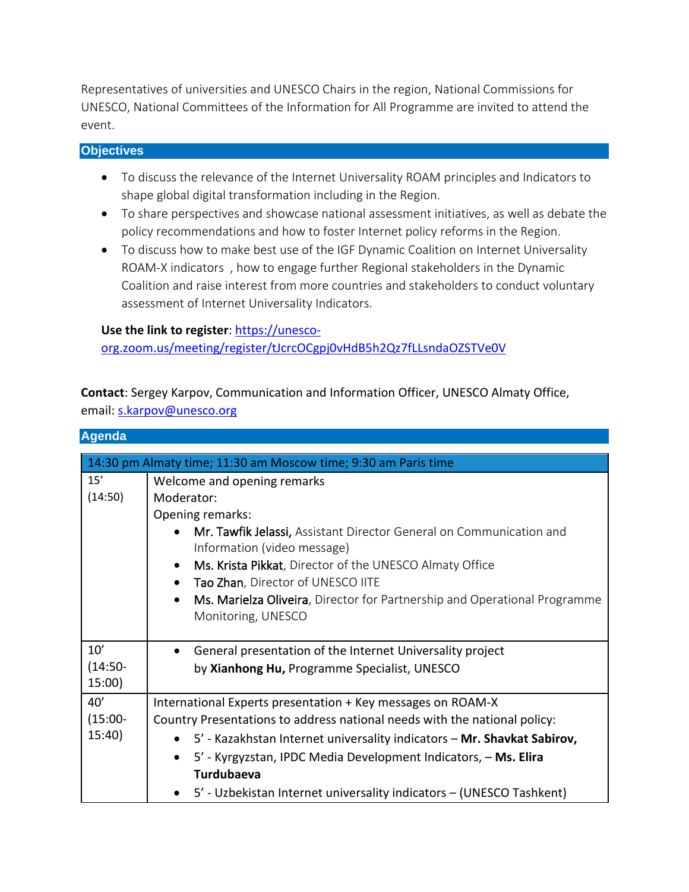Representatives of universities and UNESCO Chairs in the region, National Commissions for UNESCO, National Committees of the Information for All Programme are invited to attend the event.

## Objectives

- To discuss the relevance of the Internet Universality ROAM principles and Indicators to shape global digital transformation including in the Region.
- To share perspectives and showcase national assessment initiatives, as well as debate the policy recommendations and how to foster Internet policy reforms in the Region.
- To discuss how to make best use of the IGF Dynamic Coalition on Internet Universality ROAM-X indicators , how to engage further Regional stakeholders in the Dynamic Coalition and raise interest from more countries and stakeholders to conduct voluntary assessment of Internet Universality Indicators.

**Use the link to register**: https://unesco-org.zoom.us/meeting/register/tJcrcOCgpj0vHdB5h2Qz7fLLsndaOZSTVe0V

**Contact**: Sergey Karpov, Communication and Information Officer, UNESCO Almaty Office, email: s.karpov@unesco.org

## Agenda

| 14:30 pm Almaty time; 11:30 am Moscow time; 9:30 am Paris time | |
|---|---|
| 15’ (14:50) | Welcome and opening remarks<br>Moderator:<br>Opening remarks:<br>• **Mr. Tawfik Jelassi,** Assistant Director General on Communication and Information (video message)<br>• **Ms. Krista Pikkat**, Director of the UNESCO Almaty Office<br>• **Tao Zhan**, Director of UNESCO IITE<br>• **Ms. Marielza Oliveira**, Director for Partnership and Operational Programme Monitoring, UNESCO |
| 10’ (14:50-15:00) | • General presentation of the Internet Universality project by **Xianhong Hu,** Programme Specialist, UNESCO |
| 40’ (15:00-15:40) | International Experts presentation + Key messages on ROAM-X<br>Country Presentations to address national needs with the national policy:<br>• 5’ - Kazakhstan Internet universality indicators – **Mr. Shavkat Sabirov,**<br>• 5’ - Kyrgyzstan, IPDC Media Development Indicators, – **Ms. Elira Turdubaeva**<br>• 5’ - Uzbekistan Internet universality indicators – (UNESCO Tashkent) |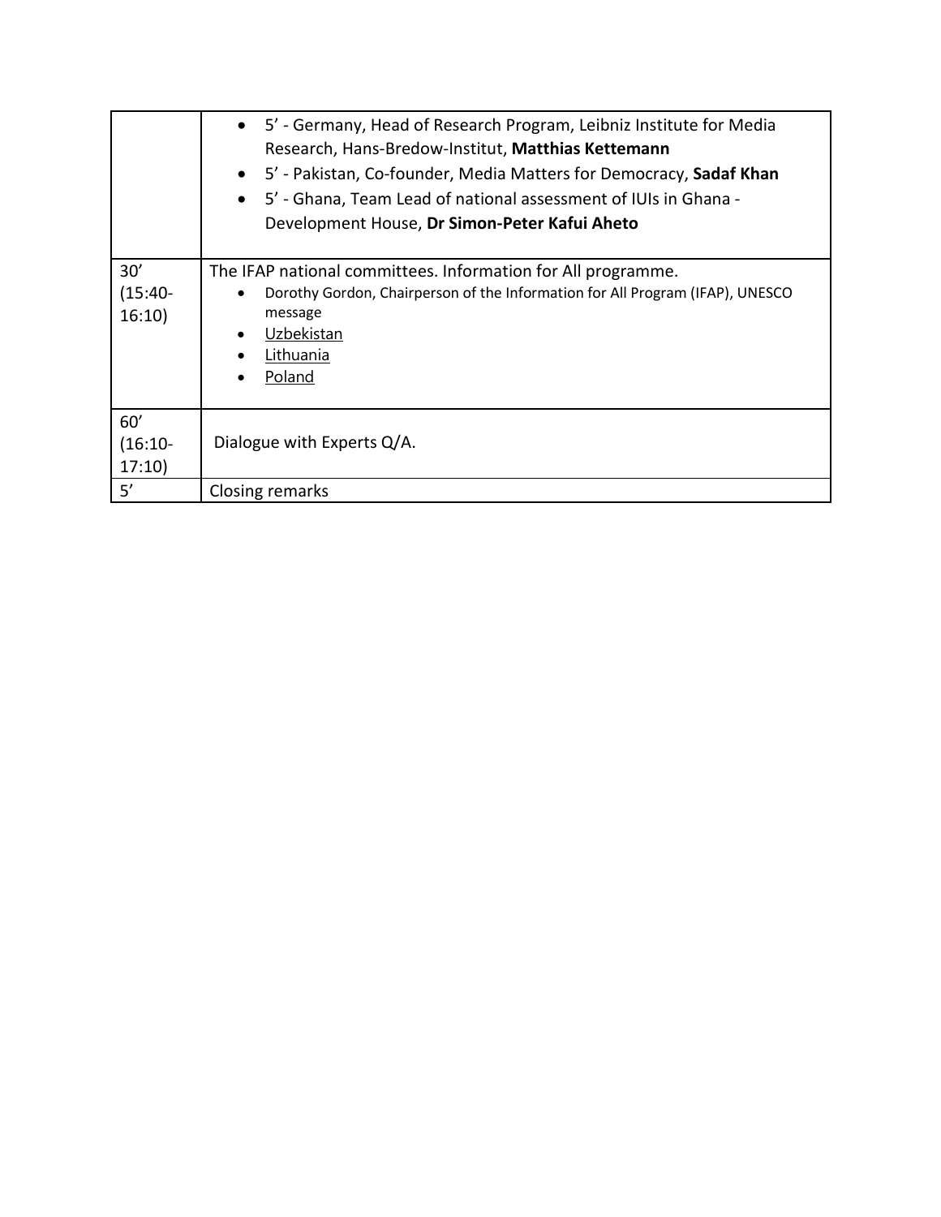| | |
|---|---|
| | • 5’ - Germany, Head of Research Program, Leibniz Institute for Media Research, Hans-Bredow-Institut, **Matthias Kettemann**<br>• 5’ - Pakistan, Co-founder, Media Matters for Democracy, **Sadaf Khan**<br>• 5’ - Ghana, Team Lead of national assessment of IUIs in Ghana - Development House, **Dr Simon-Peter Kafui Aheto** |
| 30’ (15:40-16:10) | The IFAP national committees. Information for All programme.<br>• Dorothy Gordon, Chairperson of the Information for All Program (IFAP), UNESCO message<br>• Uzbekistan<br>• Lithuania<br>• Poland |
| 60’ (16:10-17:10) | Dialogue with Experts Q/A. |
| 5’ | Closing remarks |